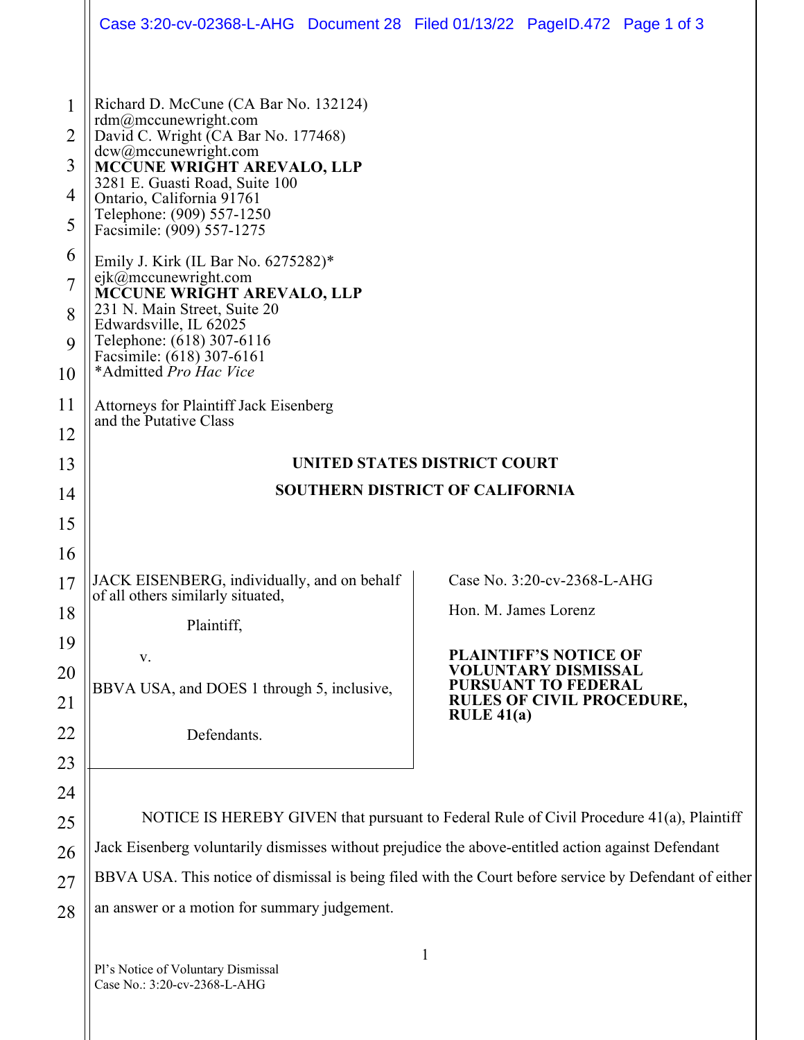Richard D. McCune (CA Bar No. 132124)
rdm@mccunewright.com
David C. Wright (CA Bar No. 177468)
dcw@mccunewright.com
**MCCUNE WRIGHT AREVALO, LLP**
3281 E. Guasti Road, Suite 100
Ontario, California 91761
Telephone: (909) 557-1250
Facsimile: (909) 557-1275

Emily J. Kirk (IL Bar No. 6275282)*
ejk@mccunewright.com
**MCCUNE WRIGHT AREVALO, LLP**
231 N. Main Street, Suite 20
Edwardsville, IL 62025
Telephone: (618) 307-6116
Facsimile: (618) 307-6161
*Admitted *Pro Hac Vice*

Attorneys for Plaintiff Jack Eisenberg
and the Putative Class

**UNITED STATES DISTRICT COURT**

**SOUTHERN DISTRICT OF CALIFORNIA**

JACK EISENBERG, individually, and on behalf of all others similarly situated,

Plaintiff,

v.

BBVA USA, and DOES 1 through 5, inclusive,

Defendants.

Case No. 3:20-cv-2368-L-AHG

Hon. M. James Lorenz

**PLAINTIFF'S NOTICE OF VOLUNTARY DISMISSAL PURSUANT TO FEDERAL RULES OF CIVIL PROCEDURE, RULE 41(a)**

NOTICE IS HEREBY GIVEN that pursuant to Federal Rule of Civil Procedure 41(a), Plaintiff Jack Eisenberg voluntarily dismisses without prejudice the above-entitled action against Defendant BBVA USA. This notice of dismissal is being filed with the Court before service by Defendant of either an answer or a motion for summary judgement.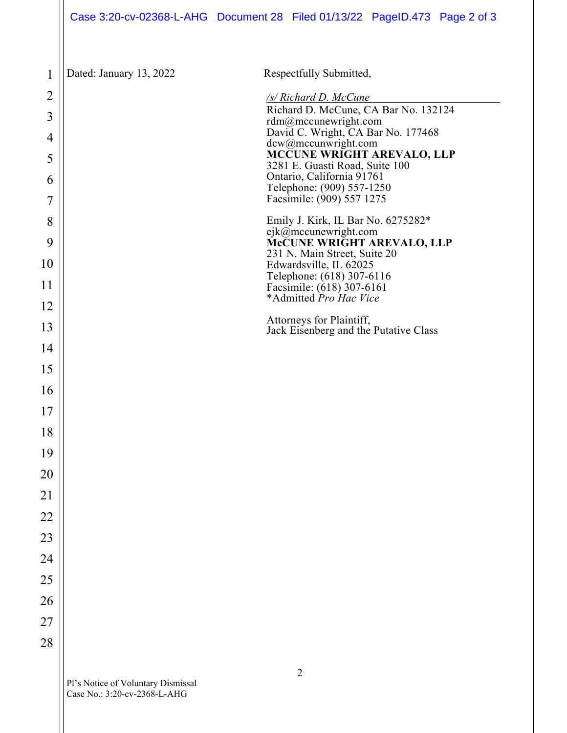Dated: January 13, 2022

Respectfully Submitted,

*/s/ Richard D. McCune*
Richard D. McCune, CA Bar No. 132124
rdm@mccunewright.com
David C. Wright, CA Bar No. 177468
dcw@mccunwright.com
**MCCUNE WRIGHT AREVALO, LLP**
3281 E. Guasti Road, Suite 100
Ontario, California 91761
Telephone: (909) 557-1250
Facsimile: (909) 557 1275

Emily J. Kirk, IL Bar No. 6275282*
ejk@mccunewright.com
**McCUNE WRIGHT AREVALO, LLP**
231 N. Main Street, Suite 20
Edwardsville, IL 62025
Telephone: (618) 307-6116
Facsimile: (618) 307-6161
*Admitted *Pro Hac Vice*

Attorneys for Plaintiff,
Jack Eisenberg and the Putative Class

Pl's Notice of Voluntary Dismissal
Case No.: 3:20-cv-2368-L-AHG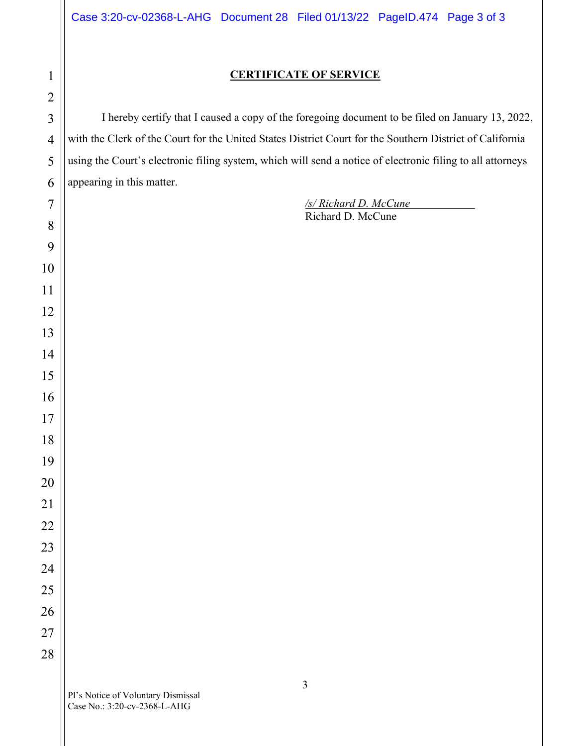**CERTIFICATE OF SERVICE**

I hereby certify that I caused a copy of the foregoing document to be filed on January 13, 2022, with the Clerk of the Court for the United States District Court for the Southern District of California using the Court's electronic filing system, which will send a notice of electronic filing to all attorneys appearing in this matter.

*/s/ Richard D. McCune*
Richard D. McCune

Pl's Notice of Voluntary Dismissal
Case No.: 3:20-cv-2368-L-AHG